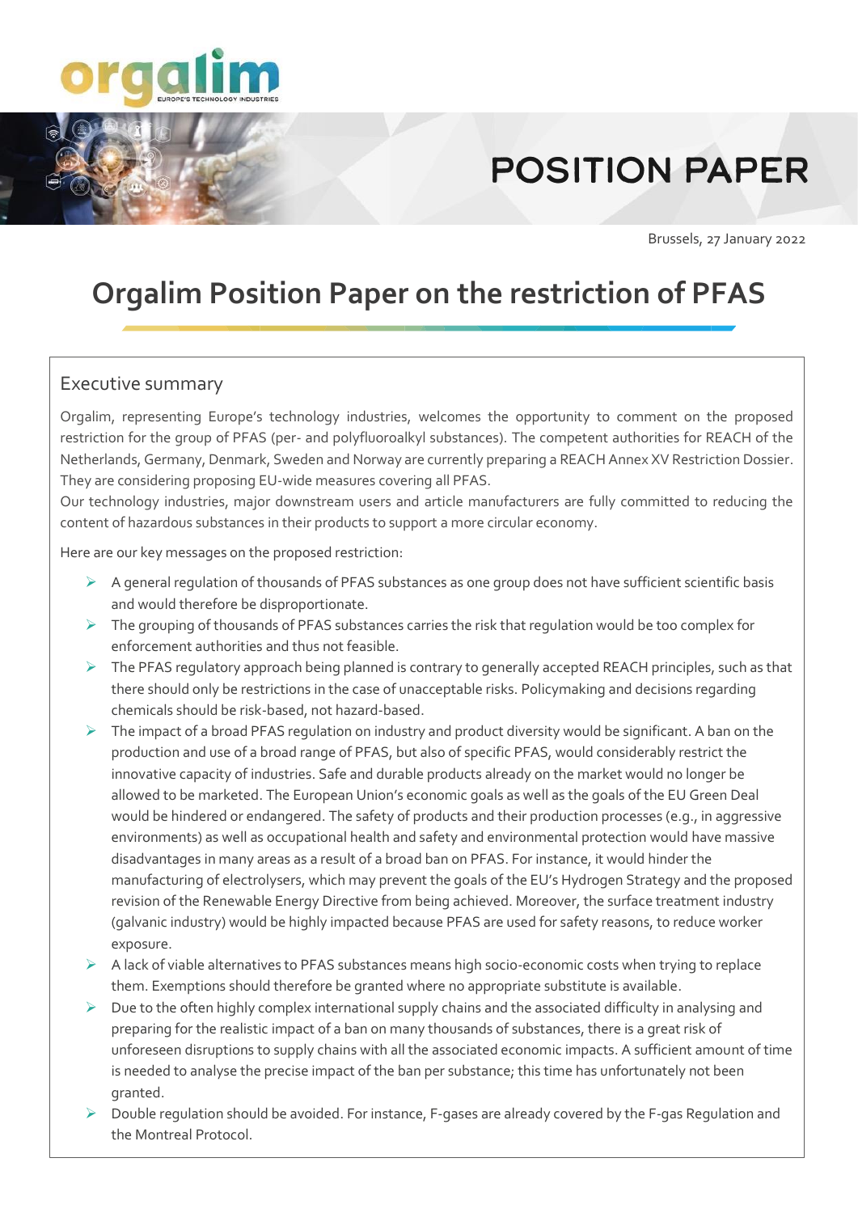# POSITION PAPER

Brussels, 27 January 2022

# Orgalim Position Paper on the restriction of PFAS

## Executive summary

Orgalim, representing Europe's technology industries, welcomes the opportunity to comment on the proposed restriction for the group of PFAS (per- and polyfluoroalkyl substances). The competent authorities for REACH of the Netherlands, Germany, Denmark, Sweden and Norway are currently preparing a REACH Annex XV Restriction Dossier. They are considering proposing EU-wide measures covering all PFAS.

Our technology industries, major downstream users and article manufacturers are fully committed to reducing the content of hazardous substances in their products to support a more circular economy.

Here are our key messages on the proposed restriction:

- A general regulation of thousands of PFAS substances as one group does not have sufficient scientific basis and would therefore be disproportionate.
- The grouping of thousands of PFAS substances carries the risk that regulation would be too complex for enforcement authorities and thus not feasible.
- The PFAS regulatory approach being planned is contrary to generally accepted REACH principles, such as that there should only be restrictions in the case of unacceptable risks. Policymaking and decisions regarding chemicals should be risk-based, not hazard-based.
- The impact of a broad PFAS regulation on industry and product diversity would be significant. A ban on the production and use of a broad range of PFAS, but also of specific PFAS, would considerably restrict the innovative capacity of industries. Safe and durable products already on the market would no longer be allowed to be marketed. The European Union's economic goals as well as the goals of the EU Green Deal would be hindered or endangered. The safety of products and their production processes (e.g., in aggressive environments) as well as occupational health and safety and environmental protection would have massive disadvantages in many areas as a result of a broad ban on PFAS. For instance, it would hinder the manufacturing of electrolysers, which may prevent the goals of the EU's Hydrogen Strategy and the proposed revision of the Renewable Energy Directive from being achieved. Moreover, the surface treatment industry (galvanic industry) would be highly impacted because PFAS are used for safety reasons, to reduce worker exposure.
- A lack of viable alternatives to PFAS substances means high socio-economic costs when trying to replace them. Exemptions should therefore be granted where no appropriate substitute is available.
- Due to the often highly complex international supply chains and the associated difficulty in analysing and preparing for the realistic impact of a ban on many thousands of substances, there is a great risk of unforeseen disruptions to supply chains with all the associated economic impacts. A sufficient amount of time is needed to analyse the precise impact of the ban per substance; this time has unfortunately not been granted.
- Double regulation should be avoided. For instance, F-gases are already covered by the F-gas Regulation and the Montreal Protocol.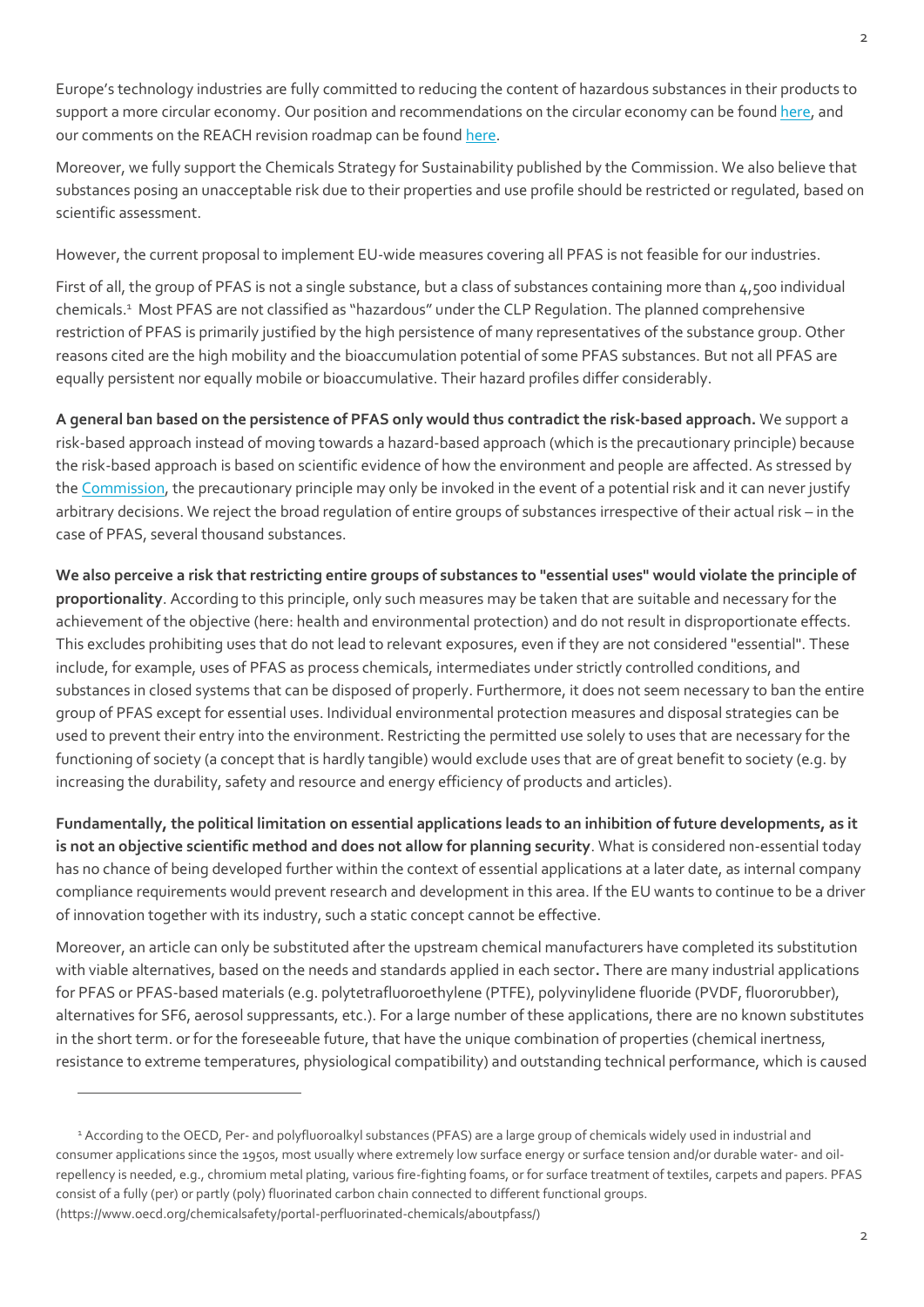Europe's technology industries are fully committed to reducing the content of hazardous substances in their products to support a more circular economy. Our position and recommendations on the circular economy can be found here, and our comments on the REACH revision roadmap can be found here.

Moreover, we fully support the Chemicals Strategy for Sustainability published by the Commission. We also believe that substances posing an unacceptable risk due to their properties and use profile should be restricted or regulated, based on scientific assessment.

However, the current proposal to implement EU-wide measures covering all PFAS is not feasible for our industries.

First of all, the group of PFAS is not a single substance, but a class of substances containing more than 4,500 individual chemicals.[1] Most PFAS are not classified as "hazardous" under the CLP Regulation. The planned comprehensive restriction of PFAS is primarily justified by the high persistence of many representatives of the substance group. Other reasons cited are the high mobility and the bioaccumulation potential of some PFAS substances. But not all PFAS are equally persistent nor equally mobile or bioaccumulative. Their hazard profiles differ considerably.

**A general ban based on the persistence of PFAS only would thus contradict the risk-based approach.** We support a risk-based approach instead of moving towards a hazard-based approach (which is the precautionary principle) because the risk-based approach is based on scientific evidence of how the environment and people are affected. As stressed by the Commission, the precautionary principle may only be invoked in the event of a potential risk and it can never justify arbitrary decisions. We reject the broad regulation of entire groups of substances irrespective of their actual risk – in the case of PFAS, several thousand substances.

**We also perceive a risk that restricting entire groups of substances to "essential uses" would violate the principle of proportionality**. According to this principle, only such measures may be taken that are suitable and necessary for the achievement of the objective (here: health and environmental protection) and do not result in disproportionate effects. This excludes prohibiting uses that do not lead to relevant exposures, even if they are not considered "essential". These include, for example, uses of PFAS as process chemicals, intermediates under strictly controlled conditions, and substances in closed systems that can be disposed of properly. Furthermore, it does not seem necessary to ban the entire group of PFAS except for essential uses. Individual environmental protection measures and disposal strategies can be used to prevent their entry into the environment. Restricting the permitted use solely to uses that are necessary for the functioning of society (a concept that is hardly tangible) would exclude uses that are of great benefit to society (e.g. by increasing the durability, safety and resource and energy efficiency of products and articles).

**Fundamentally, the political limitation on essential applications leads to an inhibition of future developments, as it is not an objective scientific method and does not allow for planning security**. What is considered non-essential today has no chance of being developed further within the context of essential applications at a later date, as internal company compliance requirements would prevent research and development in this area. If the EU wants to continue to be a driver of innovation together with its industry, such a static concept cannot be effective.

Moreover, an article can only be substituted after the upstream chemical manufacturers have completed its substitution with viable alternatives, based on the needs and standards applied in each sector**.** There are many industrial applications for PFAS or PFAS-based materials (e.g. polytetrafluoroethylene (PTFE), polyvinylidene fluoride (PVDF, fluororubber), alternatives for SF6, aerosol suppressants, etc.). For a large number of these applications, there are no known substitutes in the short term. or for the foreseeable future, that have the unique combination of properties (chemical inertness, resistance to extreme temperatures, physiological compatibility) and outstanding technical performance, which is caused

---

[1] According to the OECD, Per- and polyfluoroalkyl substances (PFAS) are a large group of chemicals widely used in industrial and consumer applications since the 1950s, most usually where extremely low surface energy or surface tension and/or durable water- and oil-repellency is needed, e.g., chromium metal plating, various fire-fighting foams, or for surface treatment of textiles, carpets and papers. PFAS consist of a fully (per) or partly (poly) fluorinated carbon chain connected to different functional groups. (https://www.oecd.org/chemicalsafety/portal-perfluorinated-chemicals/aboutpfass/)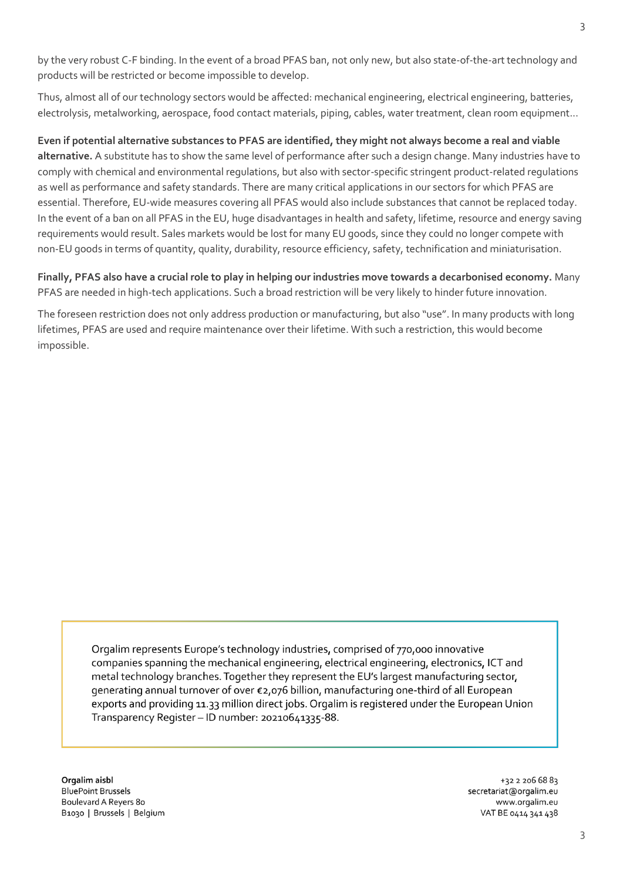by the very robust C-F binding. In the event of a broad PFAS ban, not only new, but also state-of-the-art technology and products will be restricted or become impossible to develop.

Thus, almost all of our technology sectors would be affected: mechanical engineering, electrical engineering, batteries, electrolysis, metalworking, aerospace, food contact materials, piping, cables, water treatment, clean room equipment…

**Even if potential alternative substances to PFAS are identified, they might not always become a real and viable alternative.** A substitute has to show the same level of performance after such a design change. Many industries have to comply with chemical and environmental regulations, but also with sector-specific stringent product-related regulations as well as performance and safety standards. There are many critical applications in our sectors for which PFAS are essential. Therefore, EU-wide measures covering all PFAS would also include substances that cannot be replaced today. In the event of a ban on all PFAS in the EU, huge disadvantages in health and safety, lifetime, resource and energy saving requirements would result. Sales markets would be lost for many EU goods, since they could no longer compete with non-EU goods in terms of quantity, quality, durability, resource efficiency, safety, technification and miniaturisation.

**Finally, PFAS also have a crucial role to play in helping our industries move towards a decarbonised economy.** Many PFAS are needed in high-tech applications. Such a broad restriction will be very likely to hinder future innovation.

The foreseen restriction does not only address production or manufacturing, but also "use". In many products with long lifetimes, PFAS are used and require maintenance over their lifetime. With such a restriction, this would become impossible.

Orgalim represents Europe's technology industries, comprised of 770,000 innovative companies spanning the mechanical engineering, electrical engineering, electronics, ICT and metal technology branches. Together they represent the EU's largest manufacturing sector, generating annual turnover of over €2,076 billion, manufacturing one-third of all European exports and providing 11.33 million direct jobs. Orgalim is registered under the European Union Transparency Register – ID number: 20210641335-88.

**Orgalim aisbl**
BluePoint Brussels
Boulevard A Reyers 80
B1030 | Brussels | Belgium

+32 2 206 68 83
secretariat@orgalim.eu
www.orgalim.eu
VAT BE 0414 341 438